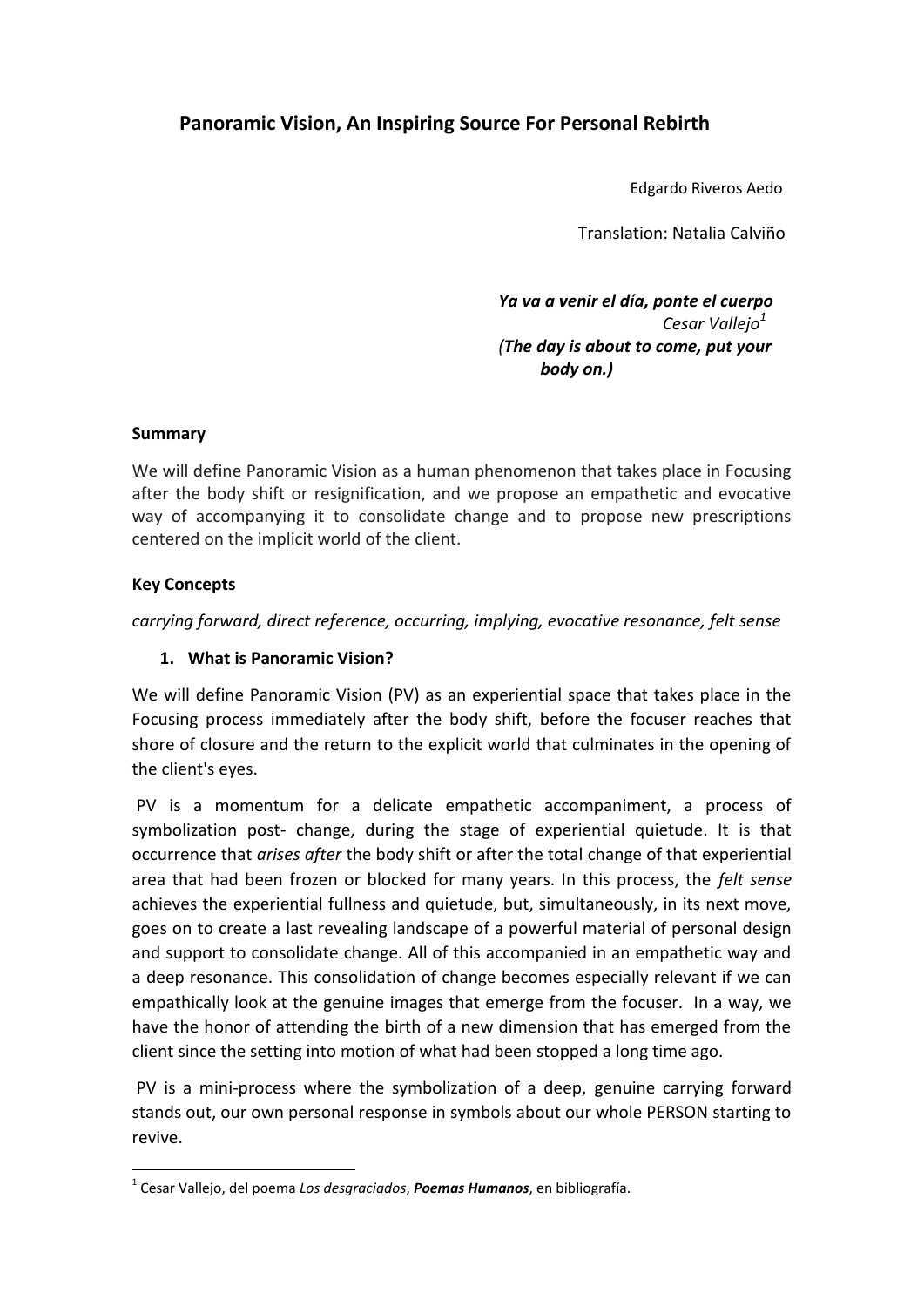# Panoramic Vision, An Inspiring Source For Personal Rebirth

Edgardo Riveros Aedo

Translation: Natalia Calviño

> ***Ya va a venir el día, ponte el cuerpo***
> *Cesar Vallejo*[1]
> *(**The day is about to come, put your body on.)***

### Summary

We will define Panoramic Vision as a human phenomenon that takes place in Focusing after the body shift or resignification, and we propose an empathetic and evocative way of accompanying it to consolidate change and to propose new prescriptions centered on the implicit world of the client.

### Key Concepts

*carrying forward, direct reference, occurring, implying, evocative resonance, felt sense*

## 1. What is Panoramic Vision?

We will define Panoramic Vision (PV) as an experiential space that takes place in the Focusing process immediately after the body shift, before the focuser reaches that shore of closure and the return to the explicit world that culminates in the opening of the client's eyes.

PV is a momentum for a delicate empathetic accompaniment, a process of symbolization post- change, during the stage of experiential quietude. It is that occurrence that *arises after* the body shift or after the total change of that experiential area that had been frozen or blocked for many years. In this process, the *felt sense* achieves the experiential fullness and quietude, but, simultaneously, in its next move, goes on to create a last revealing landscape of a powerful material of personal design and support to consolidate change. All of this accompanied in an empathetic way and a deep resonance. This consolidation of change becomes especially relevant if we can empathically look at the genuine images that emerge from the focuser. In a way, we have the honor of attending the birth of a new dimension that has emerged from the client since the setting into motion of what had been stopped a long time ago.

PV is a mini-process where the symbolization of a deep, genuine carrying forward stands out, our own personal response in symbols about our whole PERSON starting to revive.

---

[1] Cesar Vallejo, del poema *Los desgraciados*, ***Poemas Humanos***, en bibliografía.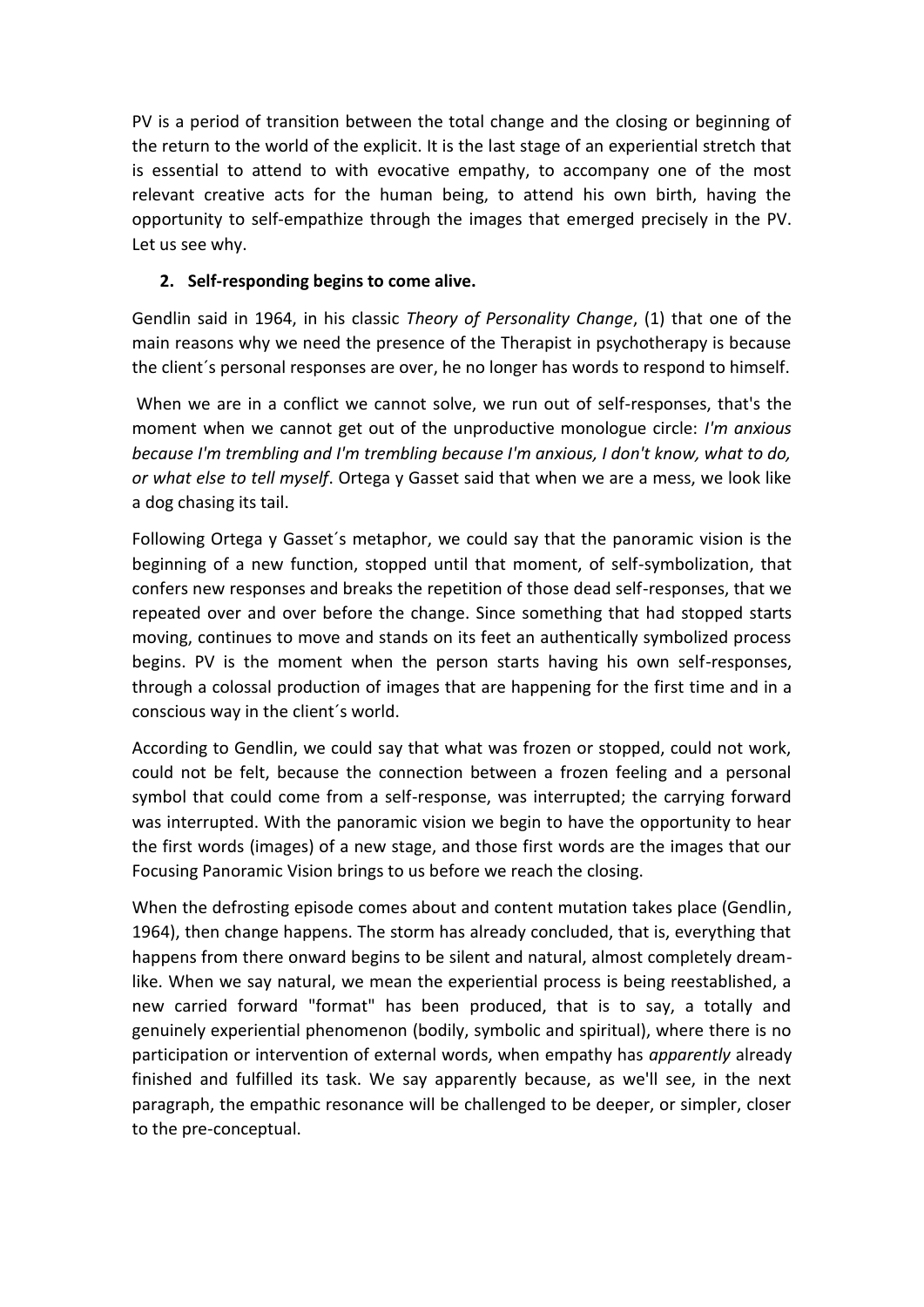PV is a period of transition between the total change and the closing or beginning of the return to the world of the explicit. It is the last stage of an experiential stretch that is essential to attend to with evocative empathy, to accompany one of the most relevant creative acts for the human being, to attend his own birth, having the opportunity to self-empathize through the images that emerged precisely in the PV. Let us see why.

## 2. Self-responding begins to come alive.

Gendlin said in 1964, in his classic *Theory of Personality Change*, (1) that one of the main reasons why we need the presence of the Therapist in psychotherapy is because the client´s personal responses are over, he no longer has words to respond to himself.

When we are in a conflict we cannot solve, we run out of self-responses, that's the moment when we cannot get out of the unproductive monologue circle: *I'm anxious because I'm trembling and I'm trembling because I'm anxious, I don't know, what to do, or what else to tell myself*. Ortega y Gasset said that when we are a mess, we look like a dog chasing its tail.

Following Ortega y Gasset´s metaphor, we could say that the panoramic vision is the beginning of a new function, stopped until that moment, of self-symbolization, that confers new responses and breaks the repetition of those dead self-responses, that we repeated over and over before the change. Since something that had stopped starts moving, continues to move and stands on its feet an authentically symbolized process begins. PV is the moment when the person starts having his own self-responses, through a colossal production of images that are happening for the first time and in a conscious way in the client´s world.

According to Gendlin, we could say that what was frozen or stopped, could not work, could not be felt, because the connection between a frozen feeling and a personal symbol that could come from a self-response, was interrupted; the carrying forward was interrupted. With the panoramic vision we begin to have the opportunity to hear the first words (images) of a new stage, and those first words are the images that our Focusing Panoramic Vision brings to us before we reach the closing.

When the defrosting episode comes about and content mutation takes place (Gendlin, 1964), then change happens. The storm has already concluded, that is, everything that happens from there onward begins to be silent and natural, almost completely dream-like. When we say natural, we mean the experiential process is being reestablished, a new carried forward "format" has been produced, that is to say, a totally and genuinely experiential phenomenon (bodily, symbolic and spiritual), where there is no participation or intervention of external words, when empathy has *apparently* already finished and fulfilled its task. We say apparently because, as we'll see, in the next paragraph, the empathic resonance will be challenged to be deeper, or simpler, closer to the pre-conceptual.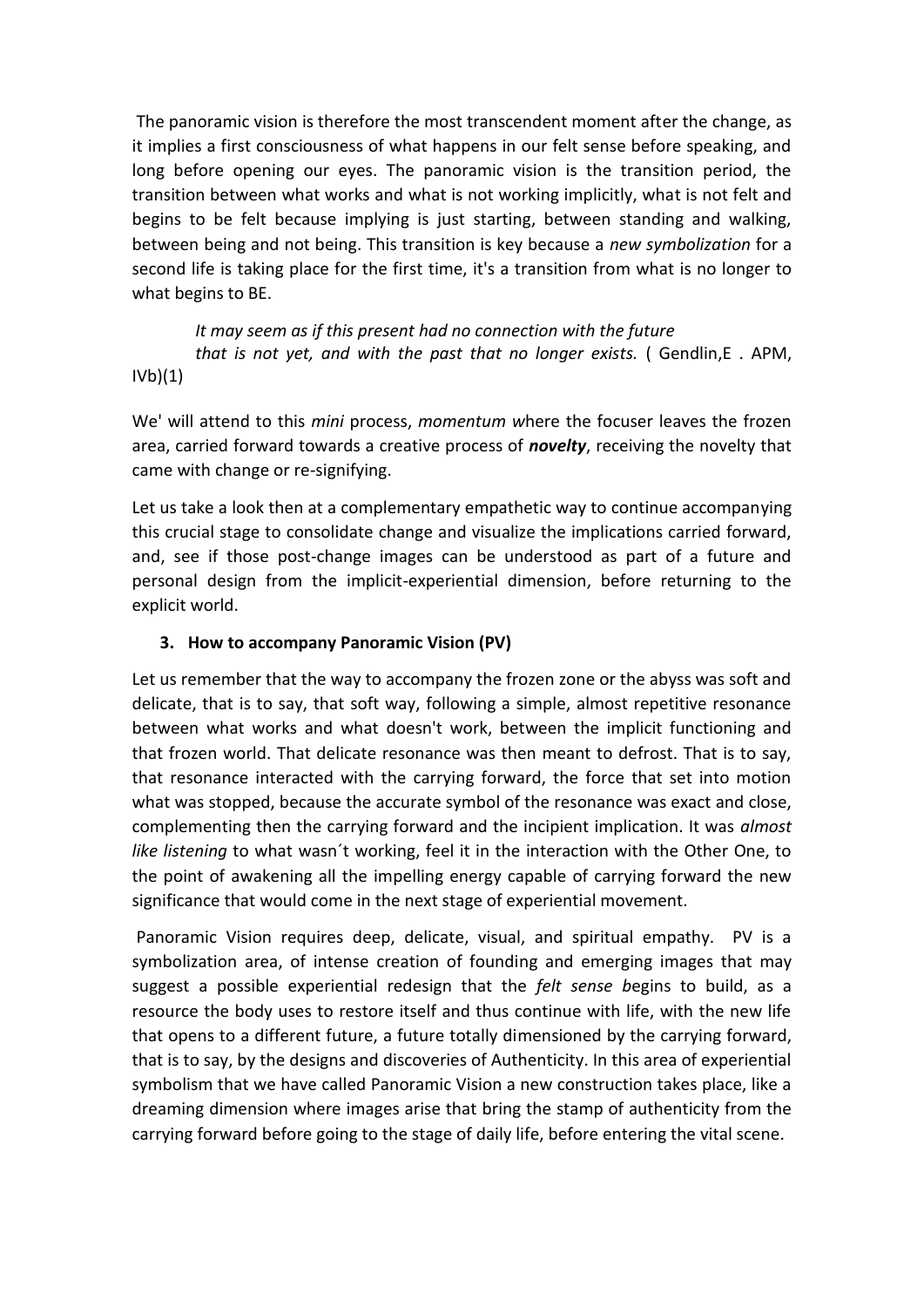The panoramic vision is therefore the most transcendent moment after the change, as it implies a first consciousness of what happens in our felt sense before speaking, and long before opening our eyes. The panoramic vision is the transition period, the transition between what works and what is not working implicitly, what is not felt and begins to be felt because implying is just starting, between standing and walking, between being and not being. This transition is key because a *new symbolization* for a second life is taking place for the first time, it's a transition from what is no longer to what begins to BE.

> *It may seem as if this present had no connection with the future*
> *that is not yet, and with the past that no longer exists.* ( Gendlin,E . APM, IVb)(1)

We' will attend to this *mini* process, *momentum w*here the focuser leaves the frozen area, carried forward towards a creative process of ***novelty***, receiving the novelty that came with change or re-signifying.

Let us take a look then at a complementary empathetic way to continue accompanying this crucial stage to consolidate change and visualize the implications carried forward, and, see if those post-change images can be understood as part of a future and personal design from the implicit-experiential dimension, before returning to the explicit world.

### 3. How to accompany Panoramic Vision (PV)

Let us remember that the way to accompany the frozen zone or the abyss was soft and delicate, that is to say, that soft way, following a simple, almost repetitive resonance between what works and what doesn't work, between the implicit functioning and that frozen world. That delicate resonance was then meant to defrost. That is to say, that resonance interacted with the carrying forward, the force that set into motion what was stopped, because the accurate symbol of the resonance was exact and close, complementing then the carrying forward and the incipient implication. It was *almost like listening* to what wasn´t working, feel it in the interaction with the Other One, to the point of awakening all the impelling energy capable of carrying forward the new significance that would come in the next stage of experiential movement.

Panoramic Vision requires deep, delicate, visual, and spiritual empathy. PV is a symbolization area, of intense creation of founding and emerging images that may suggest a possible experiential redesign that the *felt sense b*egins to build, as a resource the body uses to restore itself and thus continue with life, with the new life that opens to a different future, a future totally dimensioned by the carrying forward, that is to say, by the designs and discoveries of Authenticity. In this area of experiential symbolism that we have called Panoramic Vision a new construction takes place, like a dreaming dimension where images arise that bring the stamp of authenticity from the carrying forward before going to the stage of daily life, before entering the vital scene.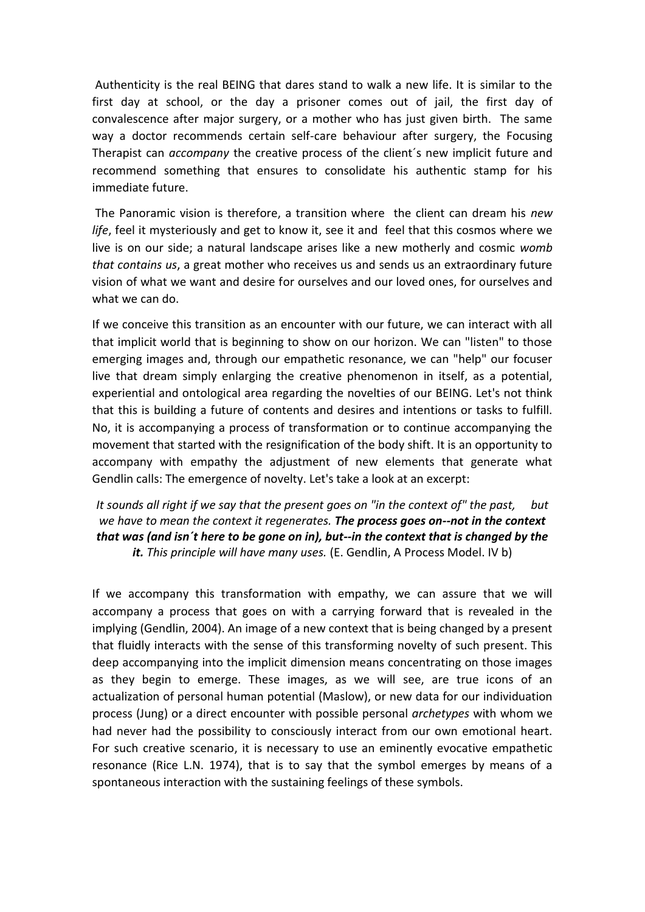Authenticity is the real BEING that dares stand to walk a new life. It is similar to the first day at school, or the day a prisoner comes out of jail, the first day of convalescence after major surgery, or a mother who has just given birth. The same way a doctor recommends certain self-care behaviour after surgery, the Focusing Therapist can *accompany* the creative process of the client´s new implicit future and recommend something that ensures to consolidate his authentic stamp for his immediate future.

The Panoramic vision is therefore, a transition where the client can dream his *new life*, feel it mysteriously and get to know it, see it and feel that this cosmos where we live is on our side; a natural landscape arises like a new motherly and cosmic *womb that contains us*, a great mother who receives us and sends us an extraordinary future vision of what we want and desire for ourselves and our loved ones, for ourselves and what we can do.

If we conceive this transition as an encounter with our future, we can interact with all that implicit world that is beginning to show on our horizon. We can "listen" to those emerging images and, through our empathetic resonance, we can "help" our focuser live that dream simply enlarging the creative phenomenon in itself, as a potential, experiential and ontological area regarding the novelties of our BEING. Let's not think that this is building a future of contents and desires and intentions or tasks to fulfill. No, it is accompanying a process of transformation or to continue accompanying the movement that started with the resignification of the body shift. It is an opportunity to accompany with empathy the adjustment of new elements that generate what Gendlin calls: The emergence of novelty. Let's take a look at an excerpt:

> *It sounds all right if we say that the present goes on "in the context of" the past, but we have to mean the context it regenerates.* ***The process goes on--not in the context that was (and isn´t here to be gone on in), but--in the context that is changed by the it.*** *This principle will have many uses.* (E. Gendlin, A Process Model. IV b)

If we accompany this transformation with empathy, we can assure that we will accompany a process that goes on with a carrying forward that is revealed in the implying (Gendlin, 2004). An image of a new context that is being changed by a present that fluidly interacts with the sense of this transforming novelty of such present. This deep accompanying into the implicit dimension means concentrating on those images as they begin to emerge. These images, as we will see, are true icons of an actualization of personal human potential (Maslow), or new data for our individuation process (Jung) or a direct encounter with possible personal *archetypes* with whom we had never had the possibility to consciously interact from our own emotional heart. For such creative scenario, it is necessary to use an eminently evocative empathetic resonance (Rice L.N. 1974), that is to say that the symbol emerges by means of a spontaneous interaction with the sustaining feelings of these symbols.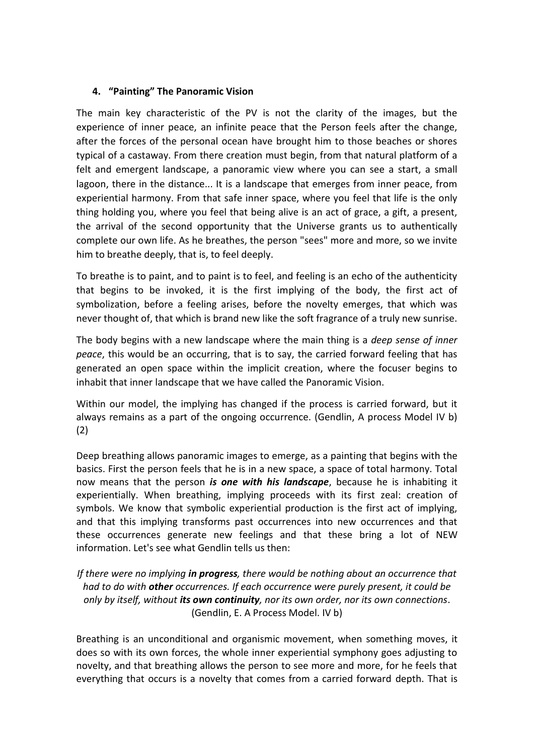### 4. “Painting” The Panoramic Vision

The main key characteristic of the PV is not the clarity of the images, but the experience of inner peace, an infinite peace that the Person feels after the change, after the forces of the personal ocean have brought him to those beaches or shores typical of a castaway. From there creation must begin, from that natural platform of a felt and emergent landscape, a panoramic view where you can see a start, a small lagoon, there in the distance... It is a landscape that emerges from inner peace, from experiential harmony. From that safe inner space, where you feel that life is the only thing holding you, where you feel that being alive is an act of grace, a gift, a present, the arrival of the second opportunity that the Universe grants us to authentically complete our own life. As he breathes, the person "sees" more and more, so we invite him to breathe deeply, that is, to feel deeply.

To breathe is to paint, and to paint is to feel, and feeling is an echo of the authenticity that begins to be invoked, it is the first implying of the body, the first act of symbolization, before a feeling arises, before the novelty emerges, that which was never thought of, that which is brand new like the soft fragrance of a truly new sunrise.

The body begins with a new landscape where the main thing is a *deep sense of inner peace*, this would be an occurring, that is to say, the carried forward feeling that has generated an open space within the implicit creation, where the focuser begins to inhabit that inner landscape that we have called the Panoramic Vision.

Within our model, the implying has changed if the process is carried forward, but it always remains as a part of the ongoing occurrence. (Gendlin, A process Model IV b) (2)

Deep breathing allows panoramic images to emerge, as a painting that begins with the basics. First the person feels that he is in a new space, a space of total harmony. Total now means that the person ***is one with his landscape***, because he is inhabiting it experientially. When breathing, implying proceeds with its first zeal: creation of symbols. We know that symbolic experiential production is the first act of implying, and that this implying transforms past occurrences into new occurrences and that these occurrences generate new feelings and that these bring a lot of NEW information. Let's see what Gendlin tells us then:

*If there were no implying **in progress**, there would be nothing about an occurrence that had to do with **other** occurrences. If each occurrence were purely present, it could be only by itself, without **its own continuity**, nor its own order, nor its own connections*. (Gendlin, E. A Process Model. IV b)

Breathing is an unconditional and organismic movement, when something moves, it does so with its own forces, the whole inner experiential symphony goes adjusting to novelty, and that breathing allows the person to see more and more, for he feels that everything that occurs is a novelty that comes from a carried forward depth. That is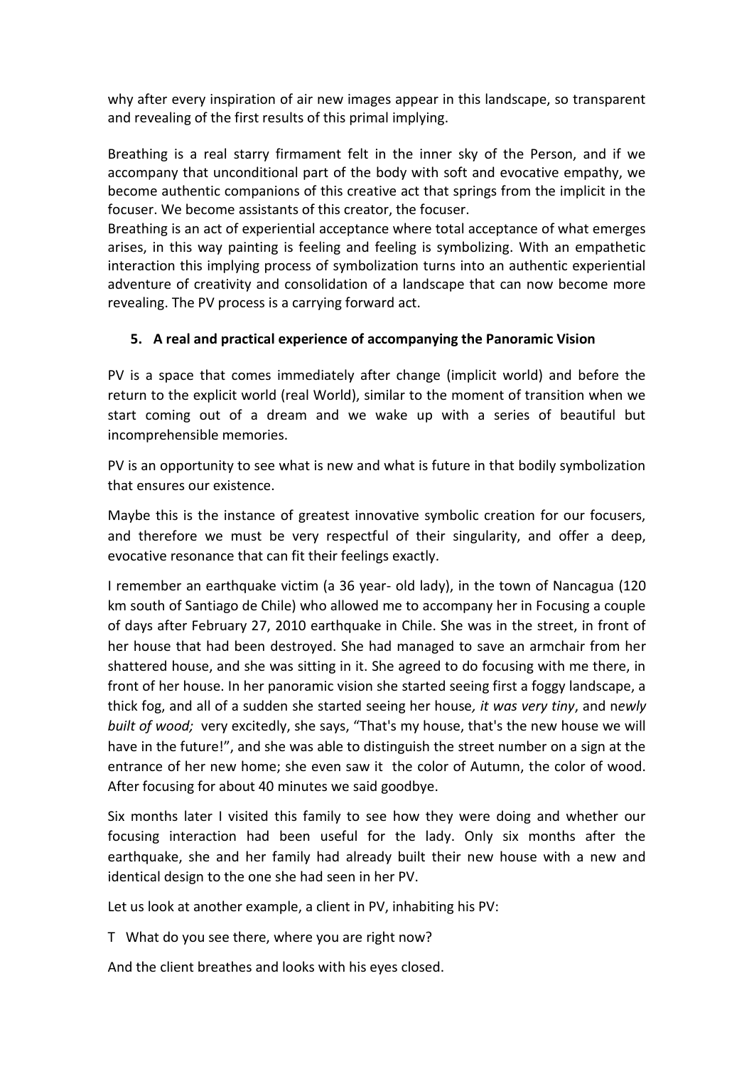why after every inspiration of air new images appear in this landscape, so transparent and revealing of the first results of this primal implying.

Breathing is a real starry firmament felt in the inner sky of the Person, and if we accompany that unconditional part of the body with soft and evocative empathy, we become authentic companions of this creative act that springs from the implicit in the focuser. We become assistants of this creator, the focuser.
Breathing is an act of experiential acceptance where total acceptance of what emerges arises, in this way painting is feeling and feeling is symbolizing. With an empathetic interaction this implying process of symbolization turns into an authentic experiential adventure of creativity and consolidation of a landscape that can now become more revealing. The PV process is a carrying forward act.

## 5. A real and practical experience of accompanying the Panoramic Vision

PV is a space that comes immediately after change (implicit world) and before the return to the explicit world (real World), similar to the moment of transition when we start coming out of a dream and we wake up with a series of beautiful but incomprehensible memories.

PV is an opportunity to see what is new and what is future in that bodily symbolization that ensures our existence.

Maybe this is the instance of greatest innovative symbolic creation for our focusers, and therefore we must be very respectful of their singularity, and offer a deep, evocative resonance that can fit their feelings exactly.

I remember an earthquake victim (a 36 year- old lady), in the town of Nancagua (120 km south of Santiago de Chile) who allowed me to accompany her in Focusing a couple of days after February 27, 2010 earthquake in Chile. She was in the street, in front of her house that had been destroyed. She had managed to save an armchair from her shattered house, and she was sitting in it. She agreed to do focusing with me there, in front of her house. In her panoramic vision she started seeing first a foggy landscape, a thick fog, and all of a sudden she started seeing her house*, it was very tiny*, and n*ewly built of wood;* very excitedly, she says, "That's my house, that's the new house we will have in the future!", and she was able to distinguish the street number on a sign at the entrance of her new home; she even saw it the color of Autumn, the color of wood. After focusing for about 40 minutes we said goodbye.

Six months later I visited this family to see how they were doing and whether our focusing interaction had been useful for the lady. Only six months after the earthquake, she and her family had already built their new house with a new and identical design to the one she had seen in her PV.

Let us look at another example, a client in PV, inhabiting his PV:

T What do you see there, where you are right now?

And the client breathes and looks with his eyes closed.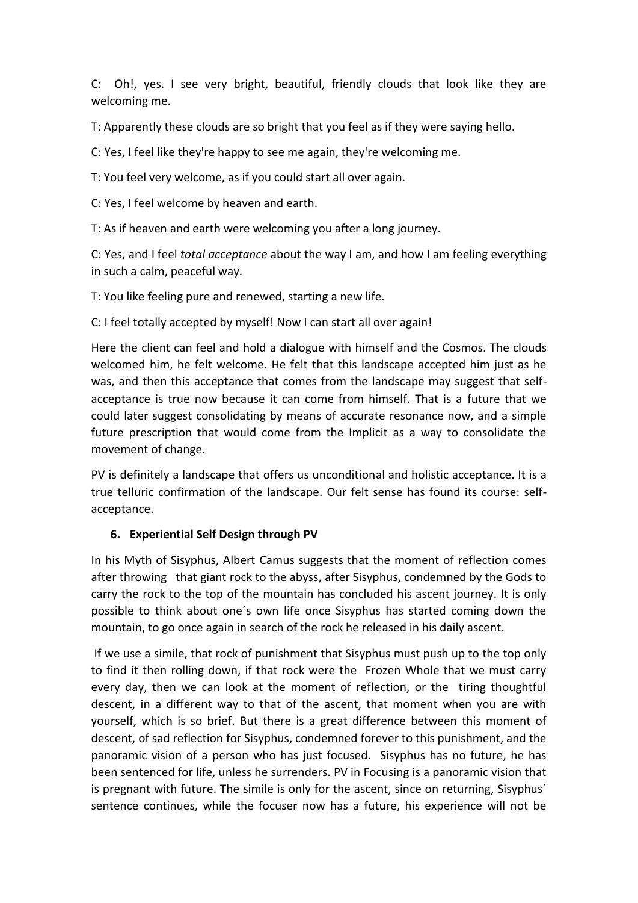C: Oh!, yes. I see very bright, beautiful, friendly clouds that look like they are welcoming me.

T: Apparently these clouds are so bright that you feel as if they were saying hello.

C: Yes, I feel like they're happy to see me again, they're welcoming me.

T: You feel very welcome, as if you could start all over again.

C: Yes, I feel welcome by heaven and earth.

T: As if heaven and earth were welcoming you after a long journey.

C: Yes, and I feel *total acceptance* about the way I am, and how I am feeling everything in such a calm, peaceful way.

T: You like feeling pure and renewed, starting a new life.

C: I feel totally accepted by myself! Now I can start all over again!

Here the client can feel and hold a dialogue with himself and the Cosmos. The clouds welcomed him, he felt welcome. He felt that this landscape accepted him just as he was, and then this acceptance that comes from the landscape may suggest that self-acceptance is true now because it can come from himself. That is a future that we could later suggest consolidating by means of accurate resonance now, and a simple future prescription that would come from the Implicit as a way to consolidate the movement of change.

PV is definitely a landscape that offers us unconditional and holistic acceptance. It is a true telluric confirmation of the landscape. Our felt sense has found its course: self-acceptance.

## 6. Experiential Self Design through PV

In his Myth of Sisyphus, Albert Camus suggests that the moment of reflection comes after throwing that giant rock to the abyss, after Sisyphus, condemned by the Gods to carry the rock to the top of the mountain has concluded his ascent journey. It is only possible to think about one´s own life once Sisyphus has started coming down the mountain, to go once again in search of the rock he released in his daily ascent.

If we use a simile, that rock of punishment that Sisyphus must push up to the top only to find it then rolling down, if that rock were the Frozen Whole that we must carry every day, then we can look at the moment of reflection, or the tiring thoughtful descent, in a different way to that of the ascent, that moment when you are with yourself, which is so brief. But there is a great difference between this moment of descent, of sad reflection for Sisyphus, condemned forever to this punishment, and the panoramic vision of a person who has just focused. Sisyphus has no future, he has been sentenced for life, unless he surrenders. PV in Focusing is a panoramic vision that is pregnant with future. The simile is only for the ascent, since on returning, Sisyphus´ sentence continues, while the focuser now has a future, his experience will not be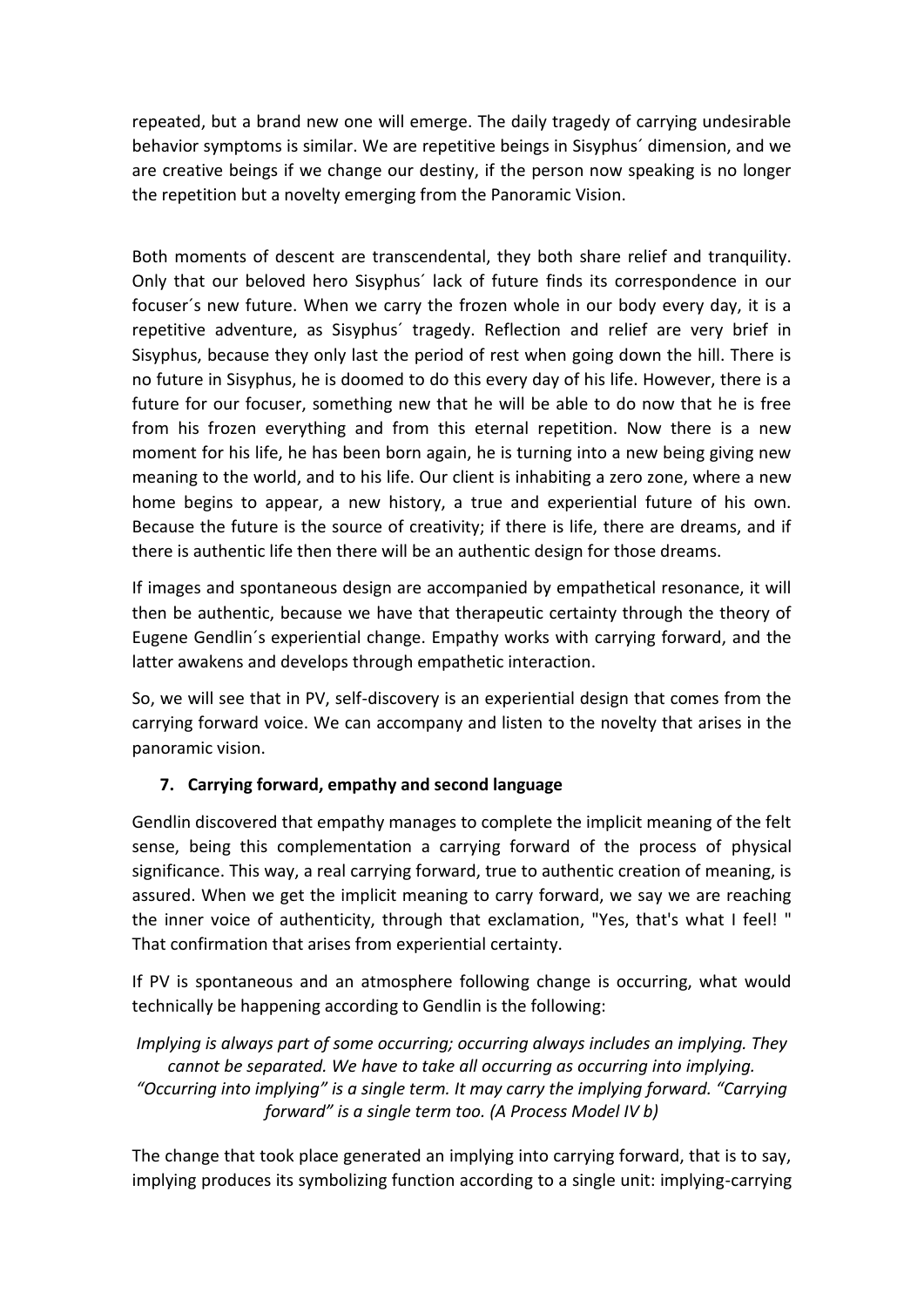repeated, but a brand new one will emerge. The daily tragedy of carrying undesirable behavior symptoms is similar. We are repetitive beings in Sisyphus´ dimension, and we are creative beings if we change our destiny, if the person now speaking is no longer the repetition but a novelty emerging from the Panoramic Vision.

Both moments of descent are transcendental, they both share relief and tranquility. Only that our beloved hero Sisyphus´ lack of future finds its correspondence in our focuser´s new future. When we carry the frozen whole in our body every day, it is a repetitive adventure, as Sisyphus´ tragedy. Reflection and relief are very brief in Sisyphus, because they only last the period of rest when going down the hill. There is no future in Sisyphus, he is doomed to do this every day of his life. However, there is a future for our focuser, something new that he will be able to do now that he is free from his frozen everything and from this eternal repetition. Now there is a new moment for his life, he has been born again, he is turning into a new being giving new meaning to the world, and to his life. Our client is inhabiting a zero zone, where a new home begins to appear, a new history, a true and experiential future of his own. Because the future is the source of creativity; if there is life, there are dreams, and if there is authentic life then there will be an authentic design for those dreams.

If images and spontaneous design are accompanied by empathetical resonance, it will then be authentic, because we have that therapeutic certainty through the theory of Eugene Gendlin´s experiential change. Empathy works with carrying forward, and the latter awakens and develops through empathetic interaction.

So, we will see that in PV, self-discovery is an experiential design that comes from the carrying forward voice. We can accompany and listen to the novelty that arises in the panoramic vision.

## 7. Carrying forward, empathy and second language

Gendlin discovered that empathy manages to complete the implicit meaning of the felt sense, being this complementation a carrying forward of the process of physical significance. This way, a real carrying forward, true to authentic creation of meaning, is assured. When we get the implicit meaning to carry forward, we say we are reaching the inner voice of authenticity, through that exclamation, "Yes, that's what I feel! " That confirmation that arises from experiential certainty.

If PV is spontaneous and an atmosphere following change is occurring, what would technically be happening according to Gendlin is the following:

*Implying is always part of some occurring; occurring always includes an implying. They cannot be separated. We have to take all occurring as occurring into implying. "Occurring into implying" is a single term. It may carry the implying forward. "Carrying forward" is a single term too. (A Process Model IV b)*

The change that took place generated an implying into carrying forward, that is to say, implying produces its symbolizing function according to a single unit: implying-carrying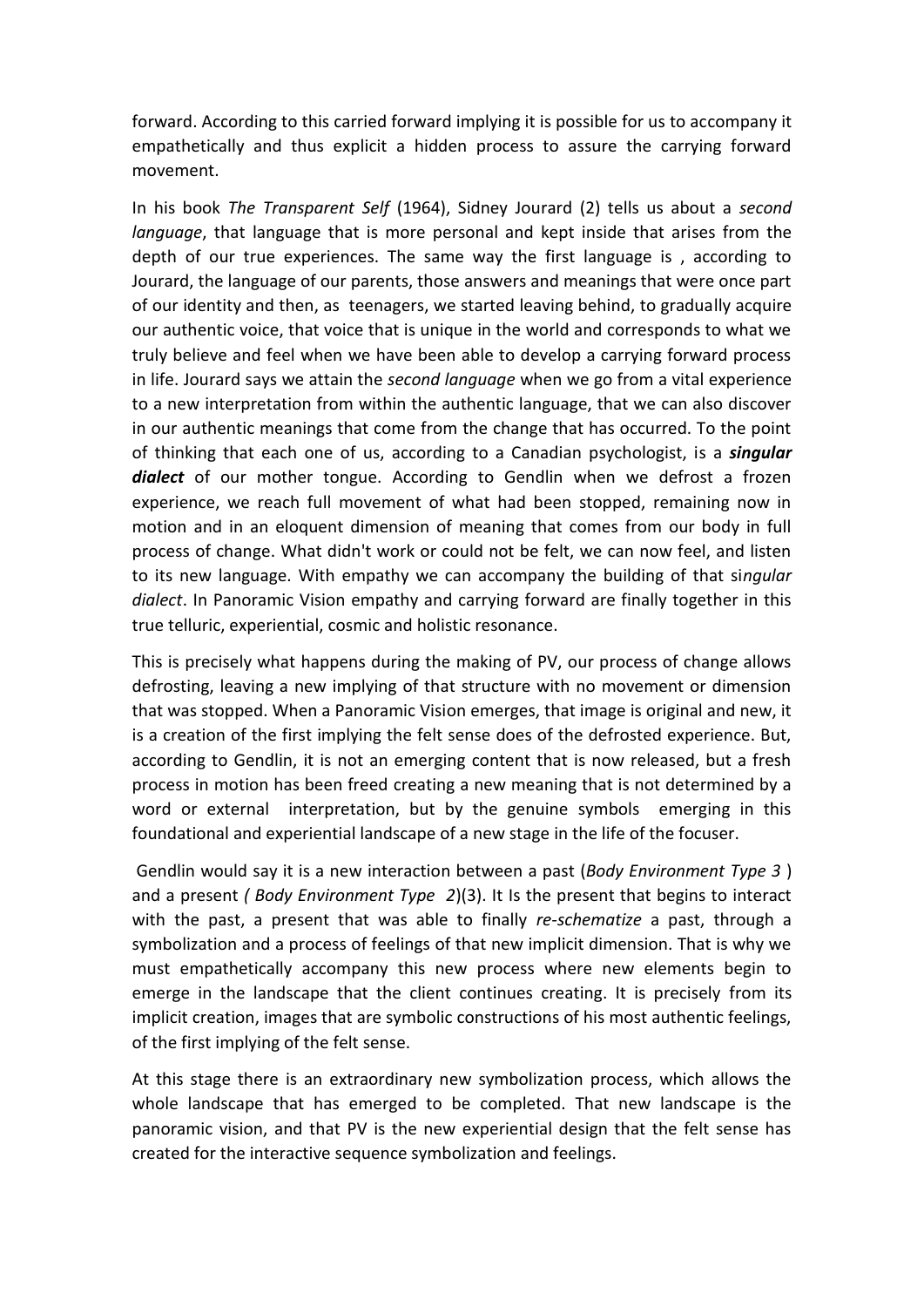forward. According to this carried forward implying it is possible for us to accompany it empathetically and thus explicit a hidden process to assure the carrying forward movement.

In his book *The Transparent Self* (1964), Sidney Jourard (2) tells us about a *second language*, that language that is more personal and kept inside that arises from the depth of our true experiences. The same way the first language is , according to Jourard, the language of our parents, those answers and meanings that were once part of our identity and then, as teenagers, we started leaving behind, to gradually acquire our authentic voice, that voice that is unique in the world and corresponds to what we truly believe and feel when we have been able to develop a carrying forward process in life. Jourard says we attain the *second language* when we go from a vital experience to a new interpretation from within the authentic language, that we can also discover in our authentic meanings that come from the change that has occurred. To the point of thinking that each one of us, according to a Canadian psychologist, is a ***singular dialect*** of our mother tongue. According to Gendlin when we defrost a frozen experience, we reach full movement of what had been stopped, remaining now in motion and in an eloquent dimension of meaning that comes from our body in full process of change. What didn't work or could not be felt, we can now feel, and listen to its new language. With empathy we can accompany the building of that si*ngular dialect*. In Panoramic Vision empathy and carrying forward are finally together in this true telluric, experiential, cosmic and holistic resonance.

This is precisely what happens during the making of PV, our process of change allows defrosting, leaving a new implying of that structure with no movement or dimension that was stopped. When a Panoramic Vision emerges, that image is original and new, it is a creation of the first implying the felt sense does of the defrosted experience. But, according to Gendlin, it is not an emerging content that is now released, but a fresh process in motion has been freed creating a new meaning that is not determined by a word or external interpretation, but by the genuine symbols emerging in this foundational and experiential landscape of a new stage in the life of the focuser.

Gendlin would say it is a new interaction between a past (*Body Environment Type 3* ) and a present *( Body Environment Type 2*)(3). It Is the present that begins to interact with the past, a present that was able to finally *re-schematize* a past, through a symbolization and a process of feelings of that new implicit dimension. That is why we must empathetically accompany this new process where new elements begin to emerge in the landscape that the client continues creating. It is precisely from its implicit creation, images that are symbolic constructions of his most authentic feelings, of the first implying of the felt sense.

At this stage there is an extraordinary new symbolization process, which allows the whole landscape that has emerged to be completed. That new landscape is the panoramic vision, and that PV is the new experiential design that the felt sense has created for the interactive sequence symbolization and feelings.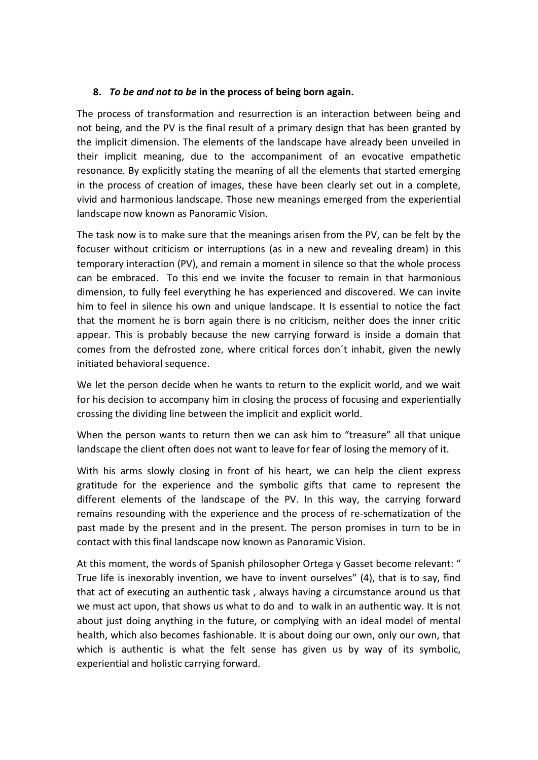## 8. *To be and not to be* in the process of being born again.

The process of transformation and resurrection is an interaction between being and not being, and the PV is the final result of a primary design that has been granted by the implicit dimension. The elements of the landscape have already been unveiled in their implicit meaning, due to the accompaniment of an evocative empathetic resonance. By explicitly stating the meaning of all the elements that started emerging in the process of creation of images, these have been clearly set out in a complete, vivid and harmonious landscape. Those new meanings emerged from the experiential landscape now known as Panoramic Vision.

The task now is to make sure that the meanings arisen from the PV, can be felt by the focuser without criticism or interruptions (as in a new and revealing dream) in this temporary interaction (PV), and remain a moment in silence so that the whole process can be embraced. To this end we invite the focuser to remain in that harmonious dimension, to fully feel everything he has experienced and discovered. We can invite him to feel in silence his own and unique landscape. It Is essential to notice the fact that the moment he is born again there is no criticism, neither does the inner critic appear. This is probably because the new carrying forward is inside a domain that comes from the defrosted zone, where critical forces don´t inhabit, given the newly initiated behavioral sequence.

We let the person decide when he wants to return to the explicit world, and we wait for his decision to accompany him in closing the process of focusing and experientially crossing the dividing line between the implicit and explicit world.

When the person wants to return then we can ask him to "treasure" all that unique landscape the client often does not want to leave for fear of losing the memory of it.

With his arms slowly closing in front of his heart, we can help the client express gratitude for the experience and the symbolic gifts that came to represent the different elements of the landscape of the PV. In this way, the carrying forward remains resounding with the experience and the process of re-schematization of the past made by the present and in the present. The person promises in turn to be in contact with this final landscape now known as Panoramic Vision.

At this moment, the words of Spanish philosopher Ortega y Gasset become relevant: " True life is inexorably invention, we have to invent ourselves" (4), that is to say, find that act of executing an authentic task , always having a circumstance around us that we must act upon, that shows us what to do and to walk in an authentic way. It is not about just doing anything in the future, or complying with an ideal model of mental health, which also becomes fashionable. It is about doing our own, only our own, that which is authentic is what the felt sense has given us by way of its symbolic, experiential and holistic carrying forward.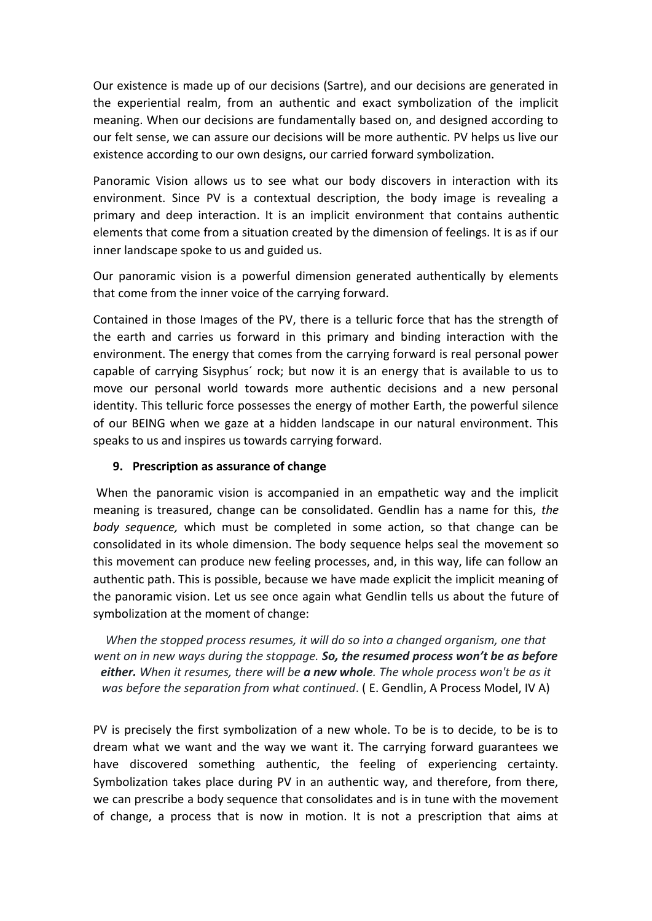Our existence is made up of our decisions (Sartre), and our decisions are generated in the experiential realm, from an authentic and exact symbolization of the implicit meaning. When our decisions are fundamentally based on, and designed according to our felt sense, we can assure our decisions will be more authentic. PV helps us live our existence according to our own designs, our carried forward symbolization.

Panoramic Vision allows us to see what our body discovers in interaction with its environment. Since PV is a contextual description, the body image is revealing a primary and deep interaction. It is an implicit environment that contains authentic elements that come from a situation created by the dimension of feelings. It is as if our inner landscape spoke to us and guided us.

Our panoramic vision is a powerful dimension generated authentically by elements that come from the inner voice of the carrying forward.

Contained in those Images of the PV, there is a telluric force that has the strength of the earth and carries us forward in this primary and binding interaction with the environment. The energy that comes from the carrying forward is real personal power capable of carrying Sisyphus´ rock; but now it is an energy that is available to us to move our personal world towards more authentic decisions and a new personal identity. This telluric force possesses the energy of mother Earth, the powerful silence of our BEING when we gaze at a hidden landscape in our natural environment. This speaks to us and inspires us towards carrying forward.

### 9. Prescription as assurance of change

When the panoramic vision is accompanied in an empathetic way and the implicit meaning is treasured, change can be consolidated. Gendlin has a name for this, *the body sequence,* which must be completed in some action, so that change can be consolidated in its whole dimension. The body sequence helps seal the movement so this movement can produce new feeling processes, and, in this way, life can follow an authentic path. This is possible, because we have made explicit the implicit meaning of the panoramic vision. Let us see once again what Gendlin tells us about the future of symbolization at the moment of change:

> *When the stopped process resumes, it will do so into a changed organism, one that went on in new ways during the stoppage.* ***So, the resumed process won't be as before either.*** *When it resumes, there will be* ***a new whole****. The whole process won't be as it was before the separation from what continued*. ( E. Gendlin, A Process Model, IV A)

PV is precisely the first symbolization of a new whole. To be is to decide, to be is to dream what we want and the way we want it. The carrying forward guarantees we have discovered something authentic, the feeling of experiencing certainty. Symbolization takes place during PV in an authentic way, and therefore, from there, we can prescribe a body sequence that consolidates and is in tune with the movement of change, a process that is now in motion. It is not a prescription that aims at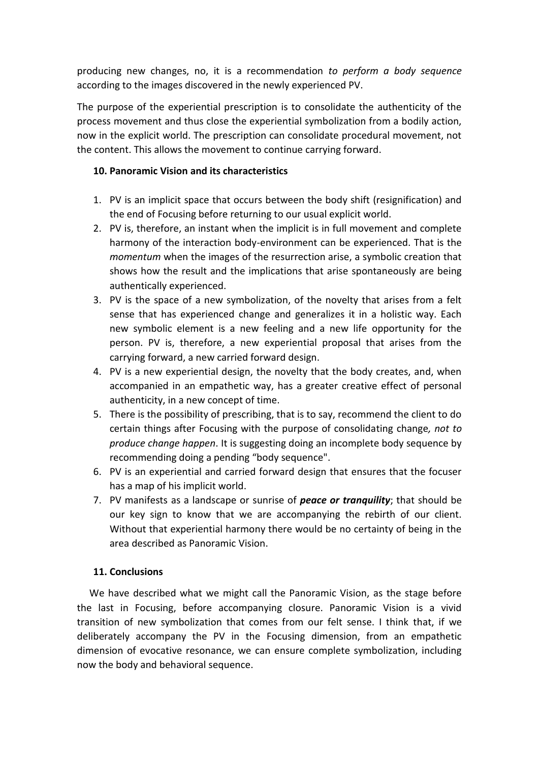producing new changes, no, it is a recommendation *to perform a body sequence* according to the images discovered in the newly experienced PV.

The purpose of the experiential prescription is to consolidate the authenticity of the process movement and thus close the experiential symbolization from a bodily action, now in the explicit world. The prescription can consolidate procedural movement, not the content. This allows the movement to continue carrying forward.

## 10. Panoramic Vision and its characteristics

1. PV is an implicit space that occurs between the body shift (resignification) and the end of Focusing before returning to our usual explicit world.
2. PV is, therefore, an instant when the implicit is in full movement and complete harmony of the interaction body-environment can be experienced. That is the *momentum* when the images of the resurrection arise, a symbolic creation that shows how the result and the implications that arise spontaneously are being authentically experienced.
3. PV is the space of a new symbolization, of the novelty that arises from a felt sense that has experienced change and generalizes it in a holistic way. Each new symbolic element is a new feeling and a new life opportunity for the person. PV is, therefore, a new experiential proposal that arises from the carrying forward, a new carried forward design.
4. PV is a new experiential design, the novelty that the body creates, and, when accompanied in an empathetic way, has a greater creative effect of personal authenticity, in a new concept of time.
5. There is the possibility of prescribing, that is to say, recommend the client to do certain things after Focusing with the purpose of consolidating change*, not to produce change happen*. It is suggesting doing an incomplete body sequence by recommending doing a pending "body sequence".
6. PV is an experiential and carried forward design that ensures that the focuser has a map of his implicit world.
7. PV manifests as a landscape or sunrise of ***peace or tranquility***; that should be our key sign to know that we are accompanying the rebirth of our client. Without that experiential harmony there would be no certainty of being in the area described as Panoramic Vision.

## 11. Conclusions

We have described what we might call the Panoramic Vision, as the stage before the last in Focusing, before accompanying closure. Panoramic Vision is a vivid transition of new symbolization that comes from our felt sense. I think that, if we deliberately accompany the PV in the Focusing dimension, from an empathetic dimension of evocative resonance, we can ensure complete symbolization, including now the body and behavioral sequence.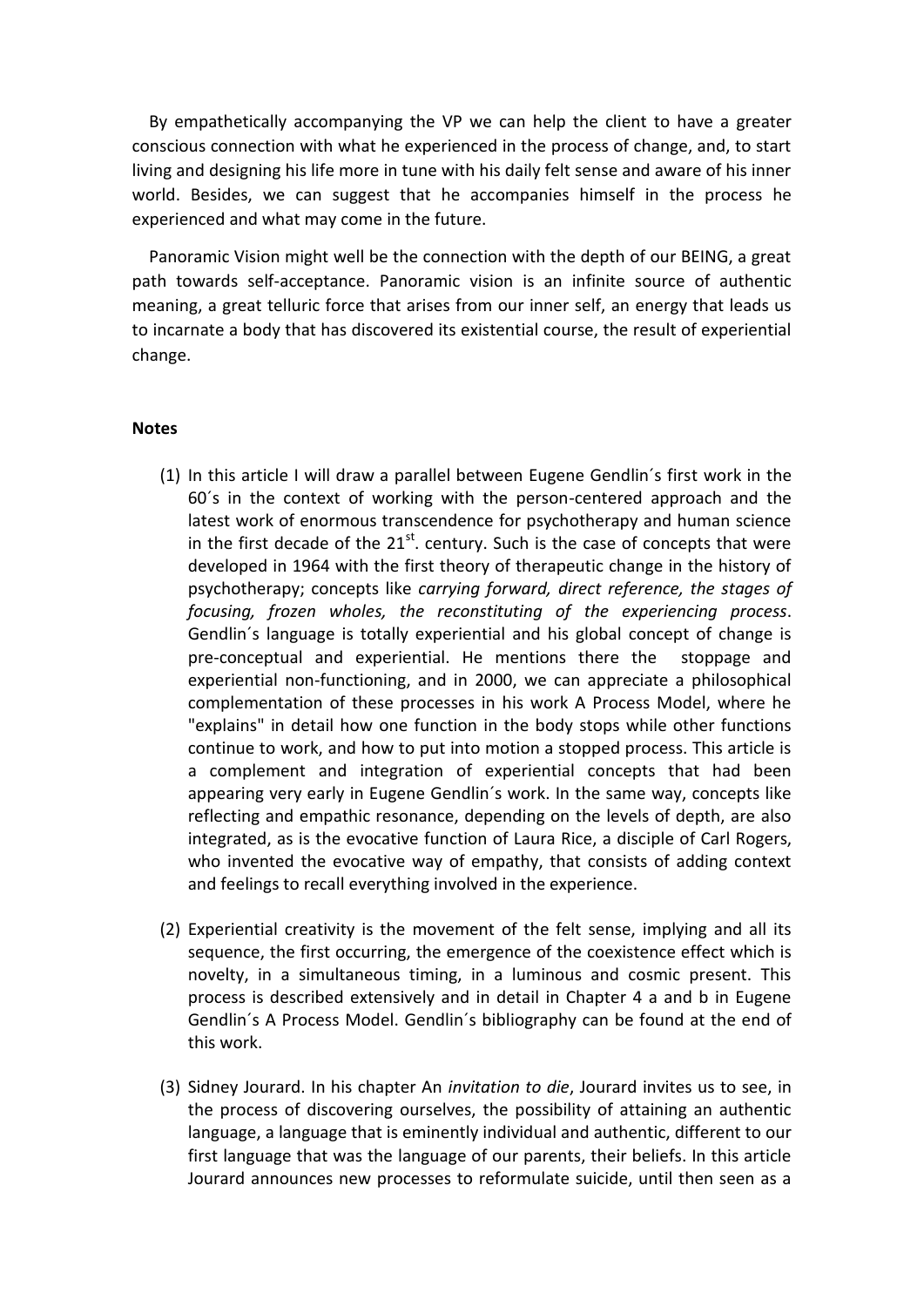By empathetically accompanying the VP we can help the client to have a greater conscious connection with what he experienced in the process of change, and, to start living and designing his life more in tune with his daily felt sense and aware of his inner world. Besides, we can suggest that he accompanies himself in the process he experienced and what may come in the future.

Panoramic Vision might well be the connection with the depth of our BEING, a great path towards self-acceptance. Panoramic vision is an infinite source of authentic meaning, a great telluric force that arises from our inner self, an energy that leads us to incarnate a body that has discovered its existential course, the result of experiential change.

**Notes**

(1) In this article I will draw a parallel between Eugene Gendlin´s first work in the 60´s in the context of working with the person-centered approach and the latest work of enormous transcendence for psychotherapy and human science in the first decade of the 21st. century. Such is the case of concepts that were developed in 1964 with the first theory of therapeutic change in the history of psychotherapy; concepts like *carrying forward, direct reference, the stages of focusing, frozen wholes, the reconstituting of the experiencing process*. Gendlin´s language is totally experiential and his global concept of change is pre-conceptual and experiential. He mentions there the stoppage and experiential non-functioning, and in 2000, we can appreciate a philosophical complementation of these processes in his work A Process Model, where he "explains" in detail how one function in the body stops while other functions continue to work, and how to put into motion a stopped process. This article is a complement and integration of experiential concepts that had been appearing very early in Eugene Gendlin´s work. In the same way, concepts like reflecting and empathic resonance, depending on the levels of depth, are also integrated, as is the evocative function of Laura Rice, a disciple of Carl Rogers, who invented the evocative way of empathy, that consists of adding context and feelings to recall everything involved in the experience.

(2) Experiential creativity is the movement of the felt sense, implying and all its sequence, the first occurring, the emergence of the coexistence effect which is novelty, in a simultaneous timing, in a luminous and cosmic present. This process is described extensively and in detail in Chapter 4 a and b in Eugene Gendlin´s A Process Model. Gendlin´s bibliography can be found at the end of this work.

(3) Sidney Jourard. In his chapter An *invitation to die*, Jourard invites us to see, in the process of discovering ourselves, the possibility of attaining an authentic language, a language that is eminently individual and authentic, different to our first language that was the language of our parents, their beliefs. In this article Jourard announces new processes to reformulate suicide, until then seen as a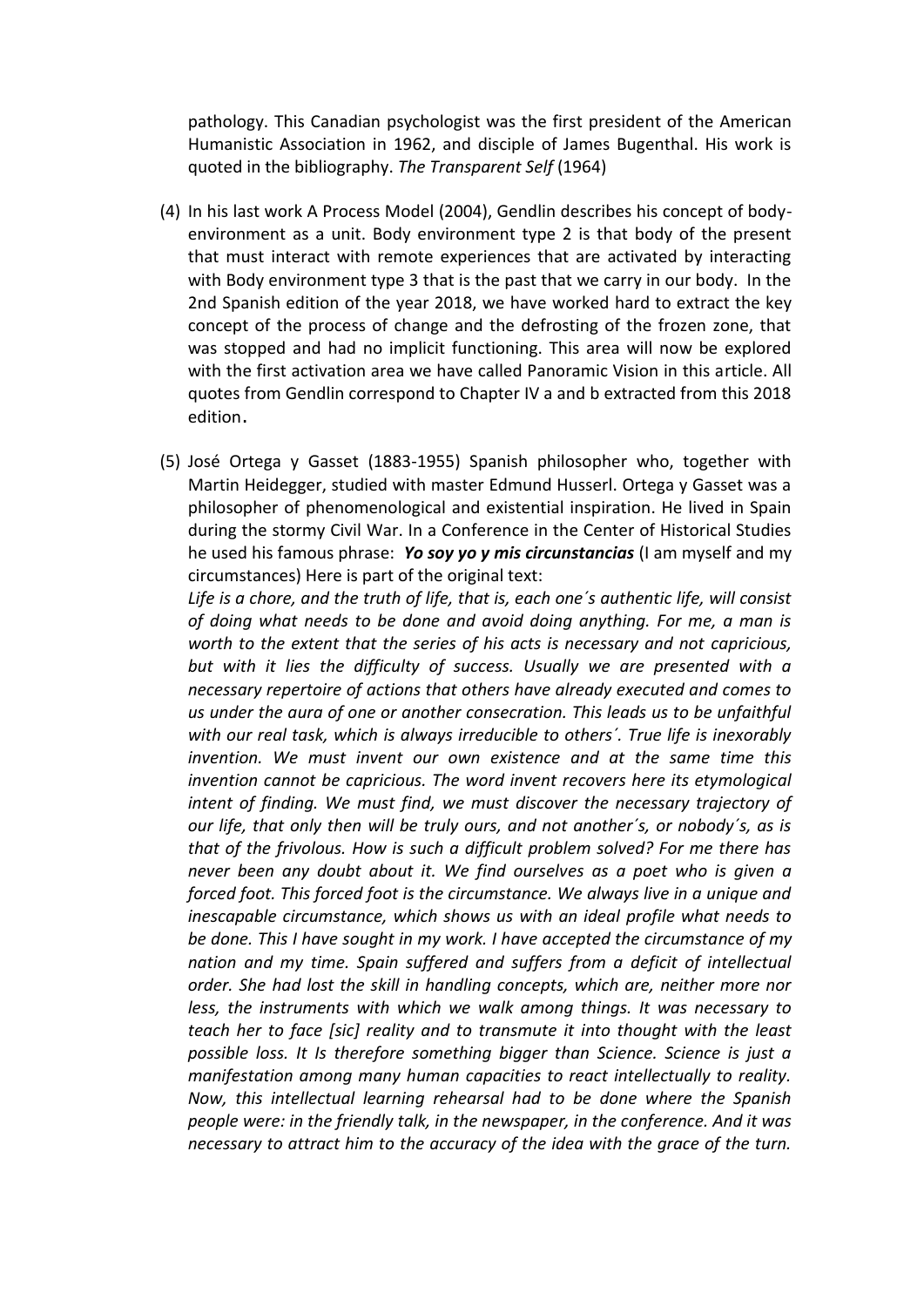pathology. This Canadian psychologist was the first president of the American Humanistic Association in 1962, and disciple of James Bugenthal. His work is quoted in the bibliography. *The Transparent Self* (1964)

(4) In his last work A Process Model (2004), Gendlin describes his concept of body-environment as a unit. Body environment type 2 is that body of the present that must interact with remote experiences that are activated by interacting with Body environment type 3 that is the past that we carry in our body. In the 2nd Spanish edition of the year 2018, we have worked hard to extract the key concept of the process of change and the defrosting of the frozen zone, that was stopped and had no implicit functioning. This area will now be explored with the first activation area we have called Panoramic Vision in this article. All quotes from Gendlin correspond to Chapter IV a and b extracted from this 2018 edition.

(5) José Ortega y Gasset (1883-1955) Spanish philosopher who, together with Martin Heidegger, studied with master Edmund Husserl. Ortega y Gasset was a philosopher of phenomenological and existential inspiration. He lived in Spain during the stormy Civil War. In a Conference in the Center of Historical Studies he used his famous phrase: ***Yo soy yo y mis circunstancias*** (I am myself and my circumstances) Here is part of the original text:
*Life is a chore, and the truth of life, that is, each one´s authentic life, will consist of doing what needs to be done and avoid doing anything. For me, a man is worth to the extent that the series of his acts is necessary and not capricious, but with it lies the difficulty of success. Usually we are presented with a necessary repertoire of actions that others have already executed and comes to us under the aura of one or another consecration. This leads us to be unfaithful with our real task, which is always irreducible to others´. True life is inexorably invention. We must invent our own existence and at the same time this invention cannot be capricious. The word invent recovers here its etymological intent of finding. We must find, we must discover the necessary trajectory of our life, that only then will be truly ours, and not another´s, or nobody´s, as is that of the frivolous. How is such a difficult problem solved? For me there has never been any doubt about it. We find ourselves as a poet who is given a forced foot. This forced foot is the circumstance. We always live in a unique and inescapable circumstance, which shows us with an ideal profile what needs to be done. This I have sought in my work. I have accepted the circumstance of my nation and my time. Spain suffered and suffers from a deficit of intellectual order. She had lost the skill in handling concepts, which are, neither more nor less, the instruments with which we walk among things. It was necessary to teach her to face [sic] reality and to transmute it into thought with the least possible loss. It Is therefore something bigger than Science. Science is just a manifestation among many human capacities to react intellectually to reality. Now, this intellectual learning rehearsal had to be done where the Spanish people were: in the friendly talk, in the newspaper, in the conference. And it was necessary to attract him to the accuracy of the idea with the grace of the turn.*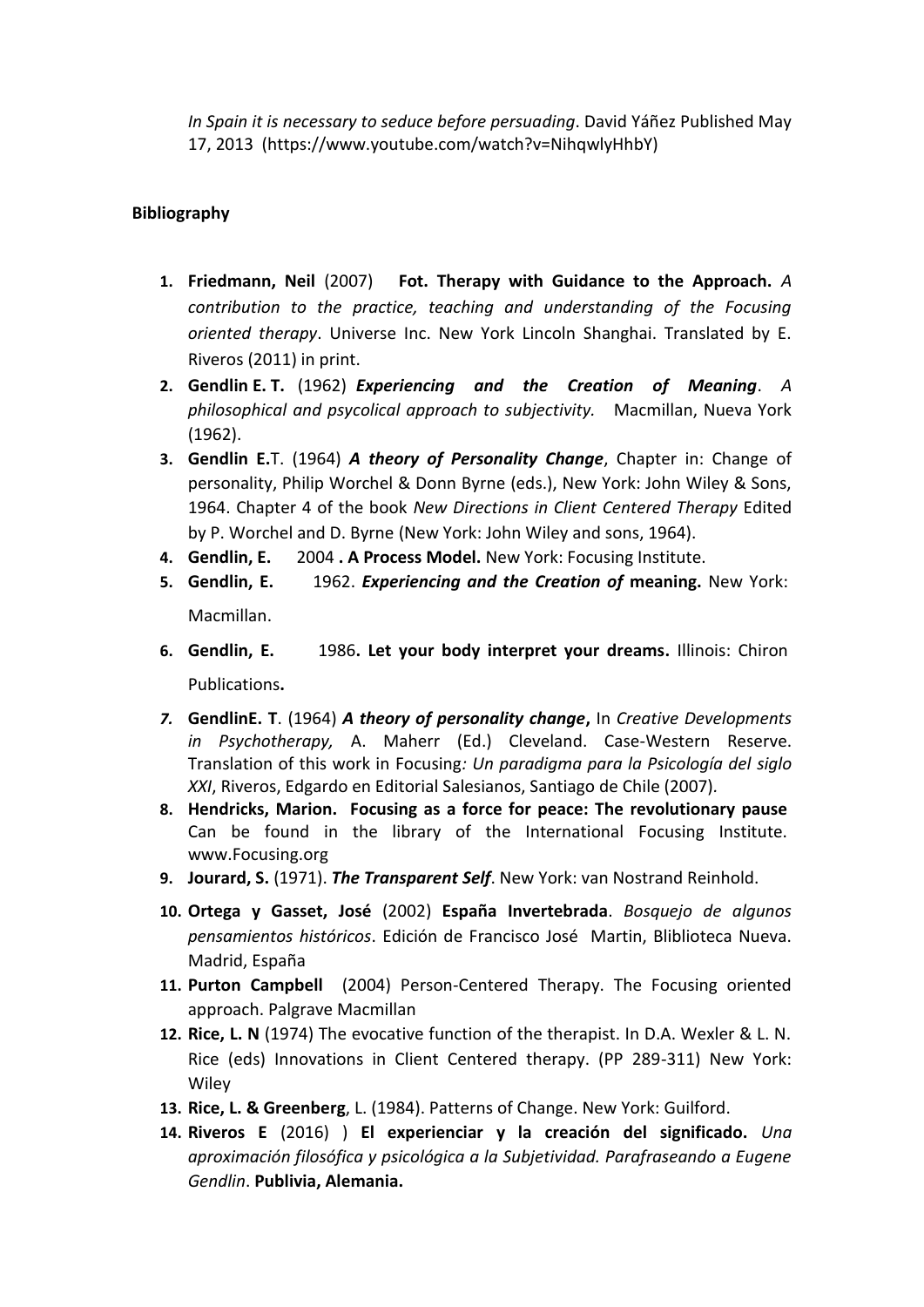*In Spain it is necessary to seduce before persuading*. David Yáñez Published May 17, 2013 (https://www.youtube.com/watch?v=NihqwlyHhbY)

**Bibliography**

1. **Friedmann, Neil** (2007) **Fot. Therapy with Guidance to the Approach.** *A contribution to the practice, teaching and understanding of the Focusing oriented therapy*. Universe Inc. New York Lincoln Shanghai. Translated by E. Riveros (2011) in print.
2. **Gendlin E. T.** (1962) ***Experiencing and the Creation of Meaning***. *A philosophical and psycolical approach to subjectivity.* Macmillan, Nueva York (1962).
3. **Gendlin E.**T. (1964) ***A theory of Personality Change***, Chapter in: Change of personality, Philip Worchel & Donn Byrne (eds.), New York: John Wiley & Sons, 1964. Chapter 4 of the book *New Directions in Client Centered Therapy* Edited by P. Worchel and D. Byrne (New York: John Wiley and sons, 1964).
4. **Gendlin, E.** 2004 **. A Process Model.** New York: Focusing Institute.
5. **Gendlin, E.** 1962. ***Experiencing and the Creation of* meaning.** New York: Macmillan.
6. **Gendlin, E.** 1986**. Let your body interpret your dreams.** Illinois: Chiron Publications**.**
7. **GendlinE. T**. (1964) ***A theory of personality change*,** In *Creative Developments in Psychotherapy,* A. Maherr (Ed.) Cleveland. Case-Western Reserve. Translation of this work in Focusing*: Un paradigma para la Psicología del siglo XXI*, Riveros, Edgardo en Editorial Salesianos, Santiago de Chile (2007).
8. **Hendricks, Marion. Focusing as a force for peace: The revolutionary pause** Can be found in the library of the International Focusing Institute. www.Focusing.org
9. **Jourard, S.** (1971). ***The Transparent Self***. New York: van Nostrand Reinhold.
10. **Ortega y Gasset, José** (2002) **España Invertebrada**. *Bosquejo de algunos pensamientos históricos*. Edición de Francisco José Martin, Bliblioteca Nueva. Madrid, España
11. **Purton Campbell** (2004) Person-Centered Therapy. The Focusing oriented approach. Palgrave Macmillan
12. **Rice, L. N** (1974) The evocative function of the therapist. In D.A. Wexler & L. N. Rice (eds) Innovations in Client Centered therapy. (PP 289-311) New York: Wiley
13. **Rice, L. & Greenberg**, L. (1984). Patterns of Change. New York: Guilford.
14. **Riveros E** (2016) ) **El experienciar y la creación del significado.** *Una aproximación filosófica y psicológica a la Subjetividad. Parafraseando a Eugene Gendlin*. **Publivia, Alemania.**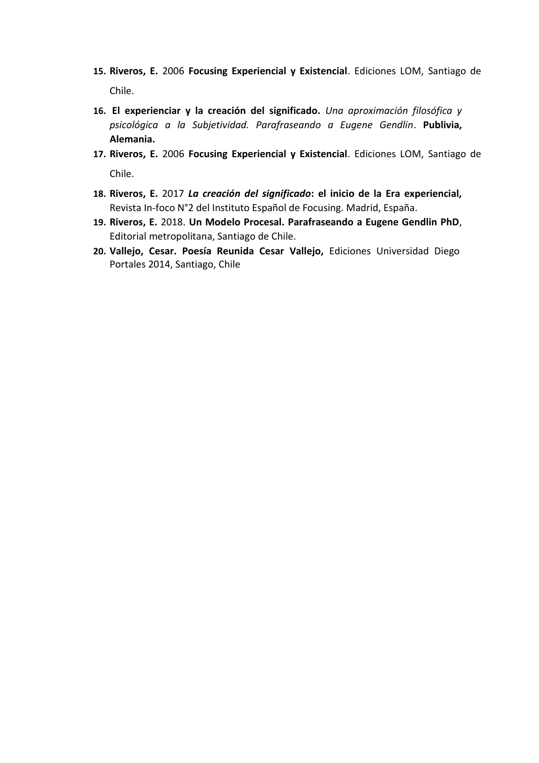15. **Riveros, E.** 2006 **Focusing Experiencial y Existencial**. Ediciones LOM, Santiago de Chile.
16. **El experienciar y la creación del significado.** *Una aproximación filosófica y psicológica a la Subjetividad. Parafraseando a Eugene Gendlin*. **Publivia, Alemania.**
17. **Riveros, E.** 2006 **Focusing Experiencial y Existencial**. Ediciones LOM, Santiago de Chile.
18. **Riveros, E.** 2017 ***La creación del significado*: el inicio de la Era experiencial,** Revista In-foco N°2 del Instituto Español de Focusing. Madrid, España.
19. **Riveros, E.** 2018. **Un Modelo Procesal. Parafraseando a Eugene Gendlin PhD**, Editorial metropolitana, Santiago de Chile.
20. **Vallejo, Cesar. Poesía Reunida Cesar Vallejo,** Ediciones Universidad Diego Portales 2014, Santiago, Chile